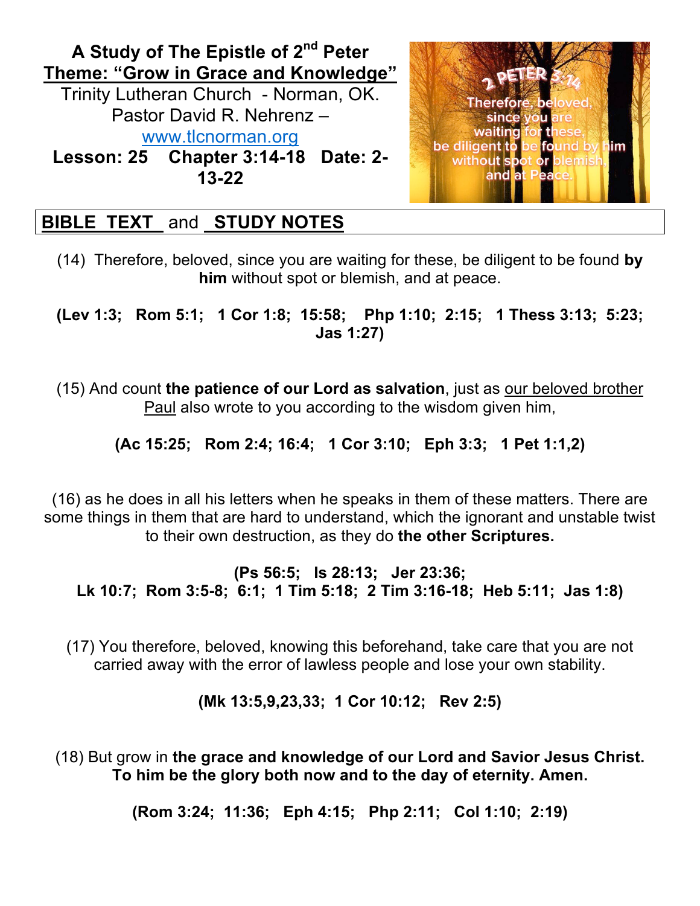# A Study of The Epistle of 2nd Peter

## Theme: "Grow in Grace and Knowledge"

Trinity Lutheran Church - Norman, OK.
Pastor David R. Nehrenz – [www.tlcnorman.org](http://www.tlcnorman.org)

**Lesson: 25 Chapter 3:14-18 Date: 2-13-22**

## BIBLE TEXT and STUDY NOTES

(14) Therefore, beloved, since you are waiting for these, be diligent to be found **by him** without spot or blemish, and at peace.

**(Lev 1:3; Rom 5:1; 1 Cor 1:8; 15:58; Php 1:10; 2:15; 1 Thess 3:13; 5:23; Jas 1:27)**

(15) And count **the patience of our Lord as salvation**, just as our beloved brother Paul also wrote to you according to the wisdom given him,

**(Ac 15:25; Rom 2:4; 16:4; 1 Cor 3:10; Eph 3:3; 1 Pet 1:1,2)**

(16) as he does in all his letters when he speaks in them of these matters. There are some things in them that are hard to understand, which the ignorant and unstable twist to their own destruction, as they do **the other Scriptures.**

**(Ps 56:5; Is 28:13; Jer 23:36;
Lk 10:7; Rom 3:5-8; 6:1; 1 Tim 5:18; 2 Tim 3:16-18; Heb 5:11; Jas 1:8)**

(17) You therefore, beloved, knowing this beforehand, take care that you are not carried away with the error of lawless people and lose your own stability.

**(Mk 13:5,9,23,33; 1 Cor 10:12; Rev 2:5)**

(18) But grow in **the grace and knowledge of our Lord and Savior Jesus Christ. To him be the glory both now and to the day of eternity. Amen.**

**(Rom 3:24; 11:36; Eph 4:15; Php 2:11; Col 1:10; 2:19)**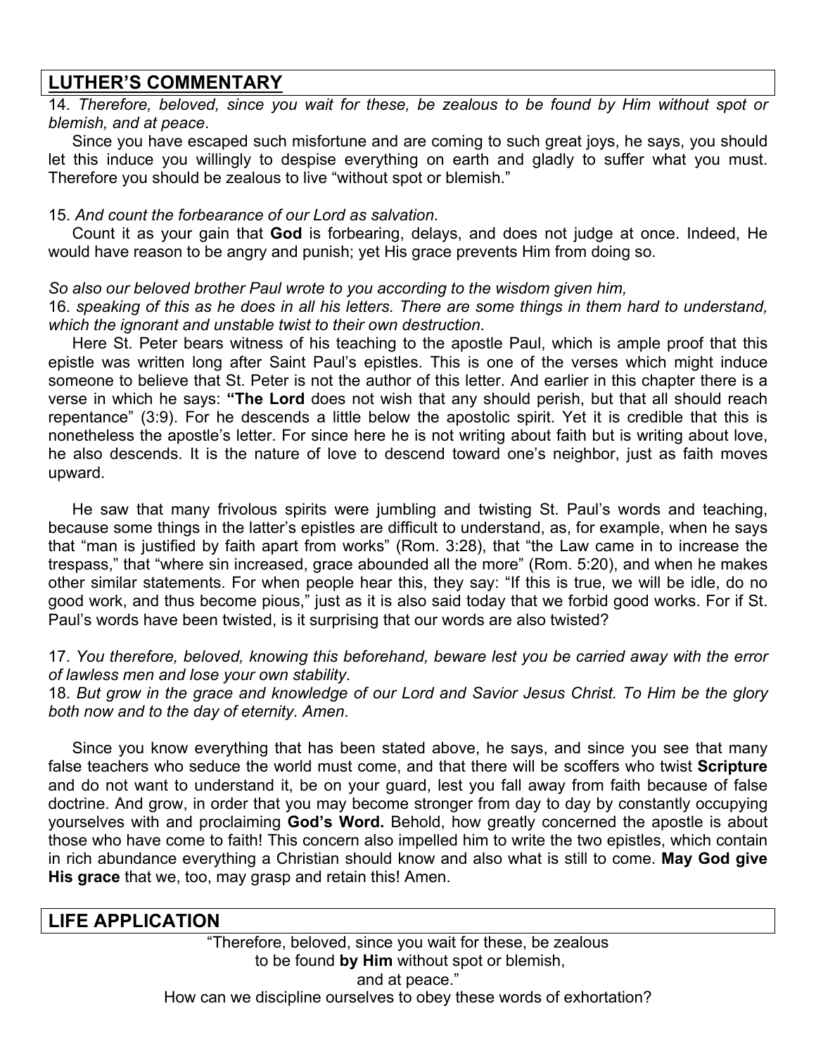## LUTHER'S COMMENTARY

14. *Therefore, beloved, since you wait for these, be zealous to be found by Him without spot or blemish, and at peace*.

Since you have escaped such misfortune and are coming to such great joys, he says, you should let this induce you willingly to despise everything on earth and gladly to suffer what you must. Therefore you should be zealous to live "without spot or blemish."

15. *And count the forbearance of our Lord as salvation*.

Count it as your gain that **God** is forbearing, delays, and does not judge at once. Indeed, He would have reason to be angry and punish; yet His grace prevents Him from doing so.

*So also our beloved brother Paul wrote to you according to the wisdom given him,*

16. *speaking of this as he does in all his letters. There are some things in them hard to understand, which the ignorant and unstable twist to their own destruction*.

Here St. Peter bears witness of his teaching to the apostle Paul, which is ample proof that this epistle was written long after Saint Paul's epistles. This is one of the verses which might induce someone to believe that St. Peter is not the author of this letter. And earlier in this chapter there is a verse in which he says: **"The Lord** does not wish that any should perish, but that all should reach repentance" (3:9). For he descends a little below the apostolic spirit. Yet it is credible that this is nonetheless the apostle's letter. For since here he is not writing about faith but is writing about love, he also descends. It is the nature of love to descend toward one's neighbor, just as faith moves upward.

He saw that many frivolous spirits were jumbling and twisting St. Paul's words and teaching, because some things in the latter's epistles are difficult to understand, as, for example, when he says that "man is justified by faith apart from works" (Rom. 3:28), that "the Law came in to increase the trespass," that "where sin increased, grace abounded all the more" (Rom. 5:20), and when he makes other similar statements. For when people hear this, they say: "If this is true, we will be idle, do no good work, and thus become pious," just as it is also said today that we forbid good works. For if St. Paul's words have been twisted, is it surprising that our words are also twisted?

17. *You therefore, beloved, knowing this beforehand, beware lest you be carried away with the error of lawless men and lose your own stability*.

18. *But grow in the grace and knowledge of our Lord and Savior Jesus Christ. To Him be the glory both now and to the day of eternity. Amen*.

Since you know everything that has been stated above, he says, and since you see that many false teachers who seduce the world must come, and that there will be scoffers who twist **Scripture** and do not want to understand it, be on your guard, lest you fall away from faith because of false doctrine. And grow, in order that you may become stronger from day to day by constantly occupying yourselves with and proclaiming **God's Word.** Behold, how greatly concerned the apostle is about those who have come to faith! This concern also impelled him to write the two epistles, which contain in rich abundance everything a Christian should know and also what is still to come. **May God give His grace** that we, too, may grasp and retain this! Amen.

## LIFE APPLICATION

"Therefore, beloved, since you wait for these, be zealous
to be found **by Him** without spot or blemish,
and at peace."
How can we discipline ourselves to obey these words of exhortation?